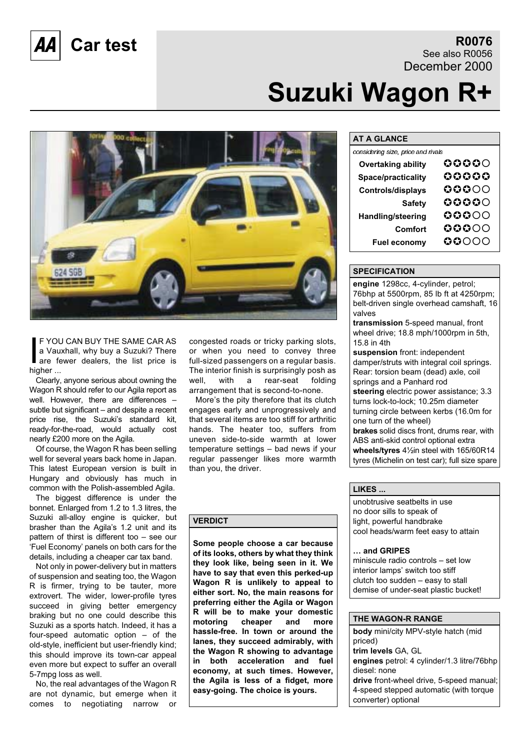# AA Car test

**R0076**
See also R0056
December 2000

# Suzuki Wagon R+

IF YOU CAN BUY THE SAME CAR AS a Vauxhall, why buy a Suzuki? There are fewer dealers, the list price is higher ...

Clearly, anyone serious about owning the Wagon R should refer to our Agila report as well. However, there are differences – subtle but significant – and despite a recent price rise, the Suzuki's standard kit, ready-for-the-road, would actually cost nearly £200 more on the Agila.

Of course, the Wagon R has been selling well for several years back home in Japan. This latest European version is built in Hungary and obviously has much in common with the Polish-assembled Agila.

The biggest difference is under the bonnet. Enlarged from 1.2 to 1.3 litres, the Suzuki all-alloy engine is quicker, but brasher than the Agila's 1.2 unit and its pattern of thirst is different too – see our 'Fuel Economy' panels on both cars for the details, including a cheaper car tax band.

Not only in power-delivery but in matters of suspension and seating too, the Wagon R is firmer, trying to be tauter, more extrovert. The wider, lower-profile tyres succeed in giving better emergency braking but no one could describe this Suzuki as a sports hatch. Indeed, it has a four-speed automatic option – of the old-style, inefficient but user-friendly kind; this should improve its town-car appeal even more but expect to suffer an overall 5-7mpg loss as well.

No, the real advantages of the Wagon R are not dynamic, but emerge when it comes to negotiating narrow or congested roads or tricky parking slots, or when you need to convey three full-sized passengers on a regular basis. The interior finish is surprisingly posh as well, with a rear-seat folding arrangement that is second-to-none.

More's the pity therefore that its clutch engages early and unprogressively and that several items are too stiff for arthritic hands. The heater too, suffers from uneven side-to-side warmth at lower temperature settings – bad news if your regular passenger likes more warmth than you, the driver.

## VERDICT

**Some people choose a car because of its looks, others by what they think they look like, being seen in it. We have to say that even this perked-up Wagon R is unlikely to appeal to either sort. No, the main reasons for preferring either the Agila or Wagon R will be to make your domestic motoring cheaper and more hassle-free. In town or around the lanes, they succeed admirably, with the Wagon R showing to advantage in both acceleration and fuel economy, at such times. However, the Agila is less of a fidget, more easy-going. The choice is yours.**

## AT A GLANCE

*considering size, price and rivals*

| | |
|---|---|
| **Overtaking ability** | ★★★★☆ |
| **Space/practicality** | ★★★★★ |
| **Controls/displays** | ★★★☆☆ |
| **Safety** | ★★★★☆ |
| **Handling/steering** | ★★★☆☆ |
| **Comfort** | ★★★☆☆ |
| **Fuel economy** | ★★☆☆☆ |

## SPECIFICATION

**engine** 1298cc, 4-cylinder, petrol; 76bhp at 5500rpm, 85 lb ft at 4250rpm; belt-driven single overhead camshaft, 16 valves

**transmission** 5-speed manual, front wheel drive; 18.8 mph/1000rpm in 5th, 15.8 in 4th

**suspension** front: independent damper/struts with integral coil springs. Rear: torsion beam (dead) axle, coil springs and a Panhard rod

**steering** electric power assistance; 3.3 turns lock-to-lock; 10.25m diameter turning circle between kerbs (16.0m for one turn of the wheel)

**brakes** solid discs front, drums rear, with ABS anti-skid control optional extra

**wheels/tyres** 4½in steel with 165/60R14 tyres (Michelin on test car); full size spare

## LIKES ...

- unobtrusive seatbelts in use
- no door sills to speak of
- light, powerful handbrake
- cool heads/warm feet easy to attain

## … and GRIPES

- miniscule radio controls – set low
- interior lamps' switch too stiff
- clutch too sudden – easy to stall
- demise of under-seat plastic bucket!

## THE WAGON-R RANGE

**body** mini/city MPV-style hatch (mid priced)

**trim levels** GA, GL

**engines** petrol: 4 cylinder/1.3 litre/76bhp
diesel: none

**drive** front-wheel drive, 5-speed manual; 4-speed stepped automatic (with torque converter) optional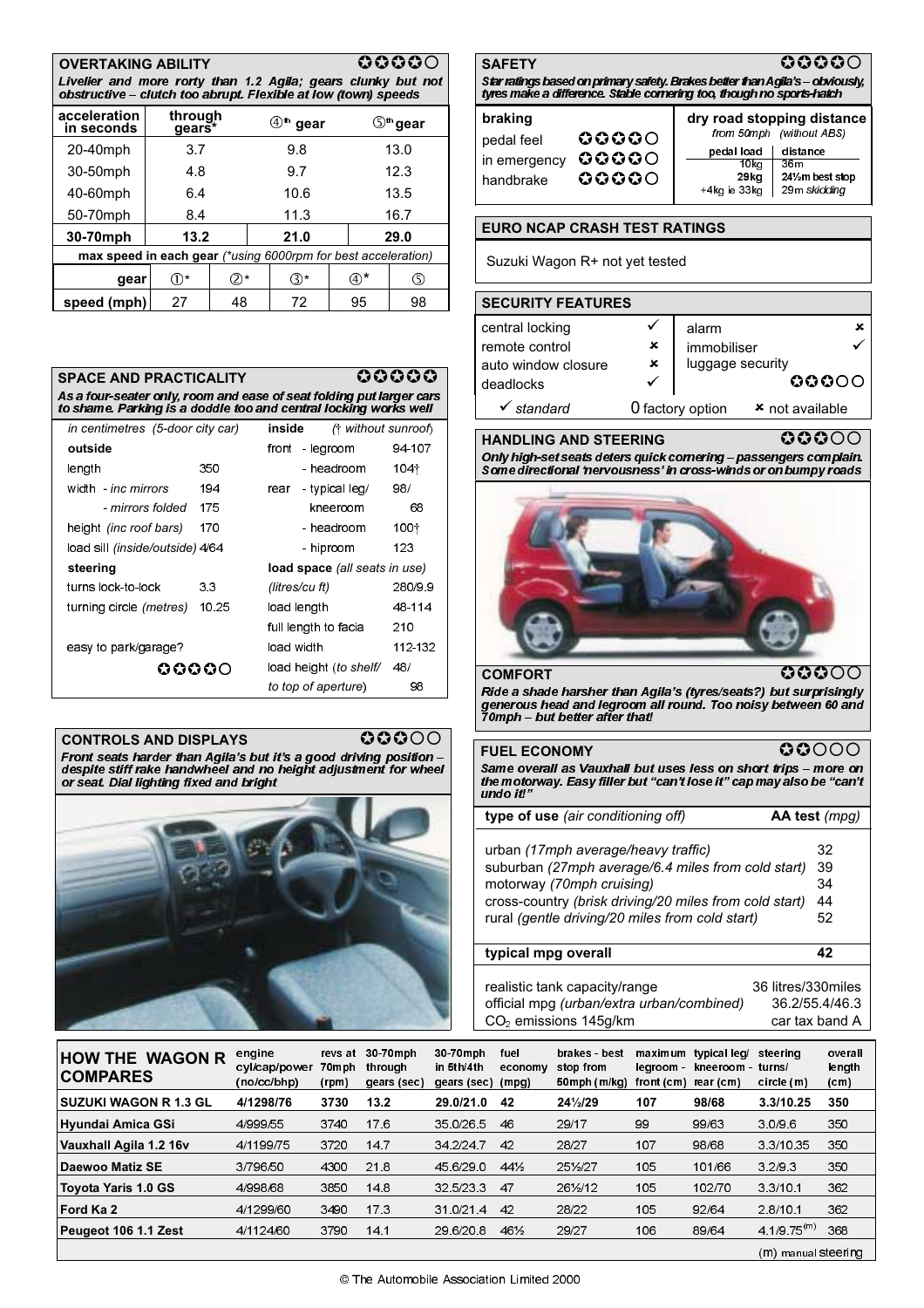## OVERTAKING ABILITY ✪✪✪✪○

***Livelier and more rorty than 1.2 Agila; gears clunky but not obstructive – clutch too abrupt. Flexible at low (town) speeds***

| acceleration in seconds | through gears* | ④th gear | ⑤th gear |
|---|---|---|---|
| 20-40mph | 3.7 | 9.8 | 13.0 |
| 30-50mph | 4.8 | 9.7 | 12.3 |
| 40-60mph | 6.4 | 10.6 | 13.5 |
| 50-70mph | 8.4 | 11.3 | 16.7 |
| **30-70mph** | **13.2** | **21.0** | **29.0** |

**max speed in each gear** *(\*using 6000rpm for best acceleration)*

| gear | ①* | ②* | ③* | ④* | ⑤ |
|---|---|---|---|---|---|
| speed (mph) | 27 | 48 | 72 | 95 | 98 |

## SPACE AND PRACTICALITY ✪✪✪✪✪

***As a four-seater only, room and ease of seat folding put larger cars to shame. Parking is a doddle too and central locking works well***

| *in centimetres (5-door city car)* | | inside | *(† without sunroof)* | |
|---|---|---|---|---|
| **outside** | | front | - legroom | 94-107 |
| length | 350 | | - headroom | 104† |
| width - *inc mirrors* | 194 | rear | - typical leg/ | 98/ |
| - *mirrors folded* | 175 | | kneeroom | 68 |
| height *(inc roof bars)* | 170 | | - headroom | 100† |
| load sill *(inside/outside)* | 4/64 | | - hiproom | 123 |
| **steering** | | **load space** *(all seats in use)* | | |
| turns lock-to-lock | 3.3 | *(litres/cu ft)* | | 280/9.9 |
| turning circle *(metres)* | 10.25 | load length | | 48-114 |
| | | full length to facia | | 210 |
| easy to park/garage? | | load width | | 112-132 |
| ✪✪✪✪○ | | load height (*to shelf/* | | 48/ |
| | | *to top of aperture*) | | 98 |

## CONTROLS AND DISPLAYS ✪✪✪○○

***Front seats harder than Agila's but it's a good driving position – despite stiff rake handwheel and no height adjustment for wheel or seat. Dial lighting fixed and bright***

## SAFETY ✪✪✪✪○

***Star ratings based on primary safety. Brakes better than Agila's – obviously, tyres make a difference. Stable cornering too, though no sports-hatch***

**braking**

| | |
|---|---|
| pedal feel | ✪✪✪✪○ |
| in emergency | ✪✪✪✪○ |
| handbrake | ✪✪✪✪○ |

**dry road stopping distance** *from 50mph (without ABS)*

| pedal load | distance |
|---|---|
| 10kg | 36m |
| 29kg | 24½m best stop |
| +4kg ie 33kg | 29m *skidding* |

## EURO NCAP CRASH TEST RATINGS

Suzuki Wagon R+ not yet tested

## SECURITY FEATURES

| | | | |
|---|---|---|---|
| central locking | ✓ | alarm | ✗ |
| remote control | ✗ | immobiliser | ✓ |
| auto window closure | ✗ | luggage security | |
| deadlocks | ✓ | | ✪✪✪○○ |

✓ *standard* 0 factory option ✗ not available

## HANDLING AND STEERING ✪✪✪○○

***Only high-set seats deters quick cornering – passengers complain. Some directional 'nervousness' in cross-winds or on bumpy roads***

## COMFORT ✪✪✪○○

***Ride a shade harsher than Agila's (tyres/seats?) but surprisingly generous head and legroom all round. Too noisy between 60 and 70mph – but better after that!***

## FUEL ECONOMY ✪✪○○○

***Same overall as Vauxhall but uses less on short trips – more on the motorway. Easy filler but "can't lose it" cap may also be "can't undo it!"***

| **type of use** *(air conditioning off)* | **AA test** *(mpg)* |
|---|---|
| urban *(17mph average/heavy traffic)* | 32 |
| suburban *(27mph average/6.4 miles from cold start)* | 39 |
| motorway *(70mph cruising)* | 34 |
| cross-country *(brisk driving/20 miles from cold start)* | 44 |
| rural *(gentle driving/20 miles from cold start)* | 52 |
| **typical mpg overall** | **42** |

realistic tank capacity/range: 36 litres/330miles
official mpg *(urban/extra urban/combined)*: 36.2/55.4/46.3
$CO_2$ emissions 145g/km: car tax band A

## HOW THE WAGON R COMPARES

| | engine cyl/cap/power (no/cc/bhp) | revs at 70mph (rpm) | 30-70mph through gears (sec) | 30-70mph in 5th/4th gears (sec) | fuel economy (mpg) | brakes - best stop from 50mph (m/kg) | maximum legroom - front (cm) | typical leg/ kneeroom - rear (cm) | steering turns/ circle (m) | overall length (cm) |
|---|---|---|---|---|---|---|---|---|---|---|
| **SUZUKI WAGON R 1.3 GL** | **4/1298/76** | **3730** | **13.2** | **29.0/21.0** | **42** | **24½/29** | **107** | **98/68** | **3.3/10.25** | **350** |
| Hyundai Amica GSi | 4/999/55 | 3740 | 17.6 | 35.0/26.5 | 46 | 29/17 | 99 | 99/63 | 3.0/9.6 | 350 |
| Vauxhall Agila 1.2 16v | 4/1199/75 | 3720 | 14.7 | 34.2/24.7 | 42 | 28/27 | 107 | 98/68 | 3.3/10.35 | 350 |
| Daewoo Matiz SE | 3/796/50 | 4300 | 21.8 | 45.6/29.0 | 44½ | 25½/27 | 105 | 101/66 | 3.2/9.3 | 350 |
| Toyota Yaris 1.0 GS | 4/998/68 | 3850 | 14.8 | 32.5/23.3 | 47 | 26½/12 | 105 | 102/70 | 3.3/10.1 | 362 |
| Ford Ka 2 | 4/1299/60 | 3490 | 17.3 | 31.0/21.4 | 42 | 28/22 | 105 | 92/64 | 2.8/10.1 | 362 |
| Peugeot 106 1.1 Zest | 4/1124/60 | 3790 | 14.1 | 29.6/20.8 | 46½ | 29/27 | 106 | 89/64 | 4.1/9.75(m) | 368 |

(m) manual steering

© The Automobile Association Limited 2000